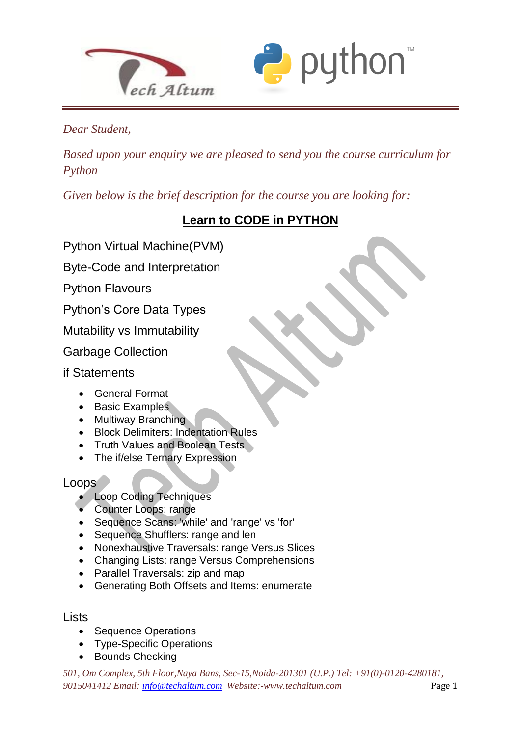*Dear Student,*

*Based upon your enquiry we are pleased to send you the course curriculum for Python*

*Given below is the brief description for the course you are looking for:*

## Learn to CODE in PYTHON

Python Virtual Machine(PVM)

Byte-Code and Interpretation

Python Flavours

Python's Core Data Types

Mutability vs Immutability

Garbage Collection

if Statements

- General Format
- Basic Examples
- Multiway Branching
- Block Delimiters: Indentation Rules
- Truth Values and Boolean Tests
- The if/else Ternary Expression

Loops

- Loop Coding Techniques
- Counter Loops: range
- Sequence Scans: 'while' and 'range' vs 'for'
- Sequence Shufflers: range and len
- Nonexhaustive Traversals: range Versus Slices
- Changing Lists: range Versus Comprehensions
- Parallel Traversals: zip and map
- Generating Both Offsets and Items: enumerate

Lists

- Sequence Operations
- Type-Specific Operations
- Bounds Checking

*501, Om Complex, 5th Floor,Naya Bans, Sec-15,Noida-201301 (U.P.) Tel: +91(0)-0120-4280181, 9015041412 Email: info@techaltum.com Website:-www.techaltum.com*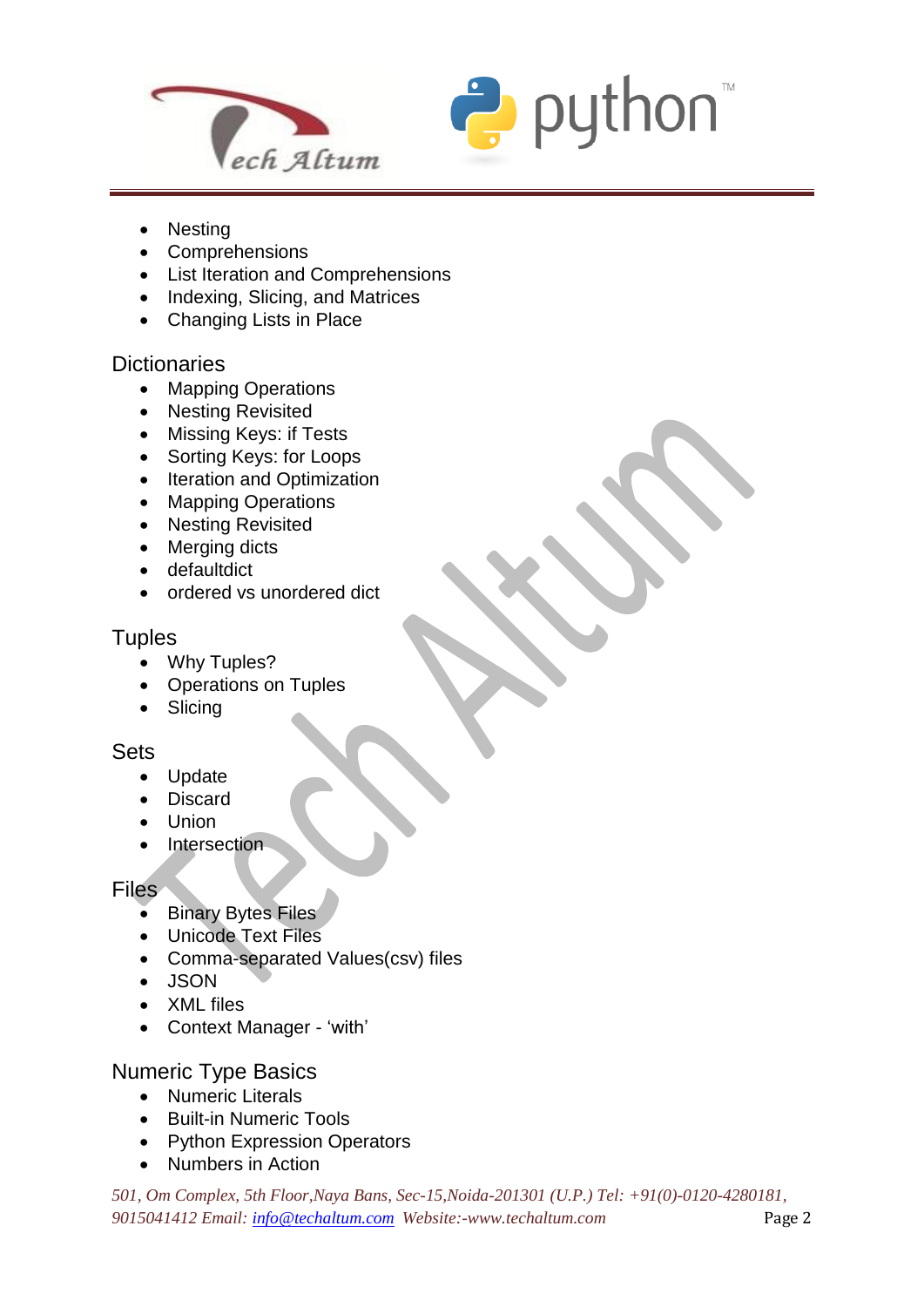- Nesting
- Comprehensions
- List Iteration and Comprehensions
- Indexing, Slicing, and Matrices
- Changing Lists in Place

## Dictionaries

- Mapping Operations
- Nesting Revisited
- Missing Keys: if Tests
- Sorting Keys: for Loops
- Iteration and Optimization
- Mapping Operations
- Nesting Revisited
- Merging dicts
- defaultdict
- ordered vs unordered dict

## Tuples

- Why Tuples?
- Operations on Tuples
- Slicing

## Sets

- Update
- Discard
- Union
- Intersection

## Files

- Binary Bytes Files
- Unicode Text Files
- Comma-separated Values(csv) files
- JSON
- XML files
- Context Manager - 'with'

## Numeric Type Basics

- Numeric Literals
- Built-in Numeric Tools
- Python Expression Operators
- Numbers in Action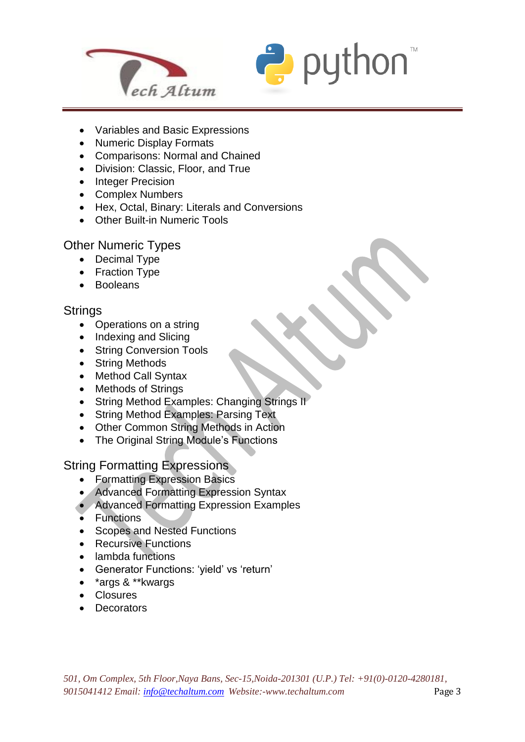- Variables and Basic Expressions
- Numeric Display Formats
- Comparisons: Normal and Chained
- Division: Classic, Floor, and True
- Integer Precision
- Complex Numbers
- Hex, Octal, Binary: Literals and Conversions
- Other Built-in Numeric Tools

## Other Numeric Types

- Decimal Type
- Fraction Type
- Booleans

## Strings

- Operations on a string
- Indexing and Slicing
- String Conversion Tools
- String Methods
- Method Call Syntax
- Methods of Strings
- String Method Examples: Changing Strings II
- String Method Examples: Parsing Text
- Other Common String Methods in Action
- The Original String Module's Functions

## String Formatting Expressions

- Formatting Expression Basics
- Advanced Formatting Expression Syntax
- Advanced Formatting Expression Examples
- Functions
- Scopes and Nested Functions
- Recursive Functions
- lambda functions
- Generator Functions: 'yield' vs 'return'
- *args & **kwargs
- Closures
- Decorators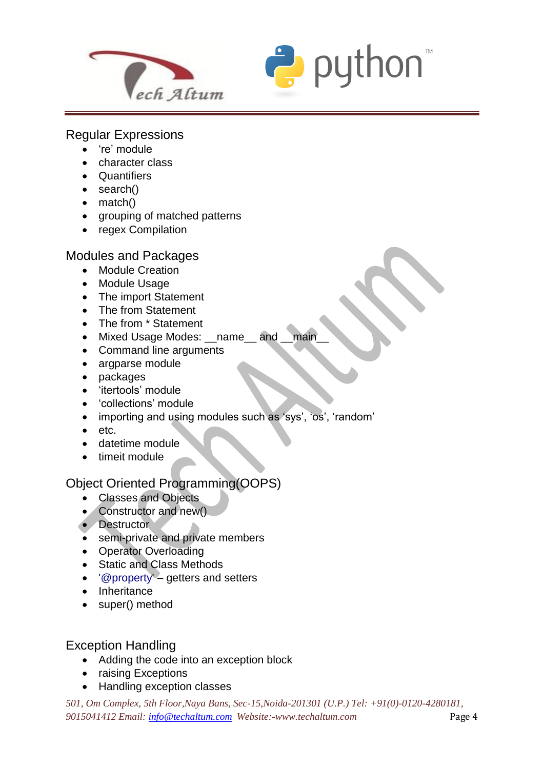## Regular Expressions

- 're' module
- character class
- Quantifiers
- search()
- match()
- grouping of matched patterns
- regex Compilation

## Modules and Packages

- Module Creation
- Module Usage
- The import Statement
- The from Statement
- The from * Statement
- Mixed Usage Modes: __name__ and __main__
- Command line arguments
- argparse module
- packages
- 'itertools' module
- 'collections' module
- importing and using modules such as 'sys', 'os', 'random'
- etc.
- datetime module
- timeit module

## Object Oriented Programming(OOPS)

- Classes and Objects
- Constructor and new()
- Destructor
- semi-private and private members
- Operator Overloading
- Static and Class Methods
- '@property' – getters and setters
- Inheritance
- super() method

## Exception Handling

- Adding the code into an exception block
- raising Exceptions
- Handling exception classes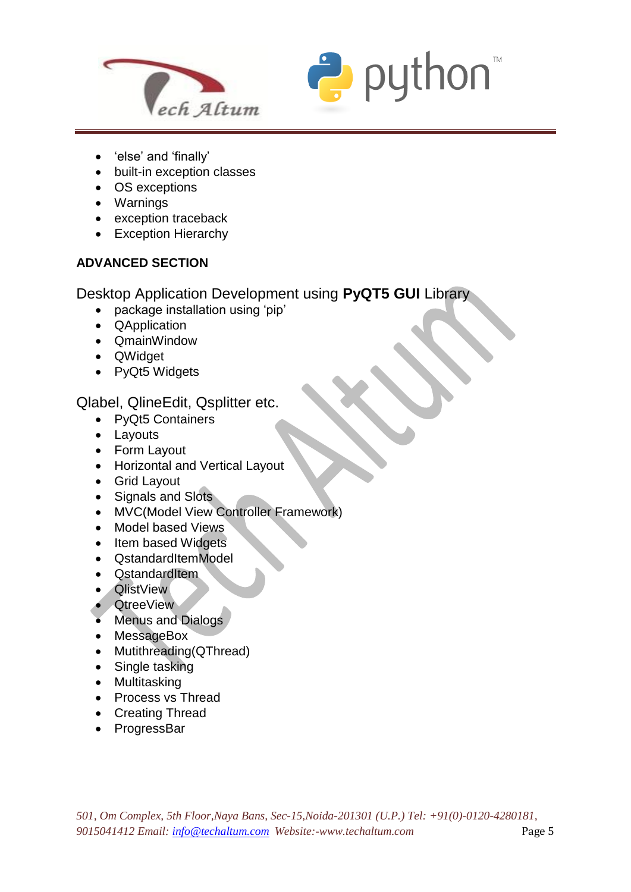- 'else' and 'finally'
- built-in exception classes
- OS exceptions
- Warnings
- exception traceback
- Exception Hierarchy

**ADVANCED SECTION**

Desktop Application Development using **PyQT5 GUI** Library

- package installation using 'pip'
- QApplication
- QmainWindow
- QWidget
- PyQt5 Widgets

Qlabel, QlineEdit, Qsplitter etc.

- PyQt5 Containers
- Layouts
- Form Layout
- Horizontal and Vertical Layout
- Grid Layout
- Signals and Slots
- MVC(Model View Controller Framework)
- Model based Views
- Item based Widgets
- QstandardItemModel
- QstandardItem
- QlistView
- QtreeView
- Menus and Dialogs
- MessageBox
- Mutithreading(QThread)
- Single tasking
- Multitasking
- Process vs Thread
- Creating Thread
- ProgressBar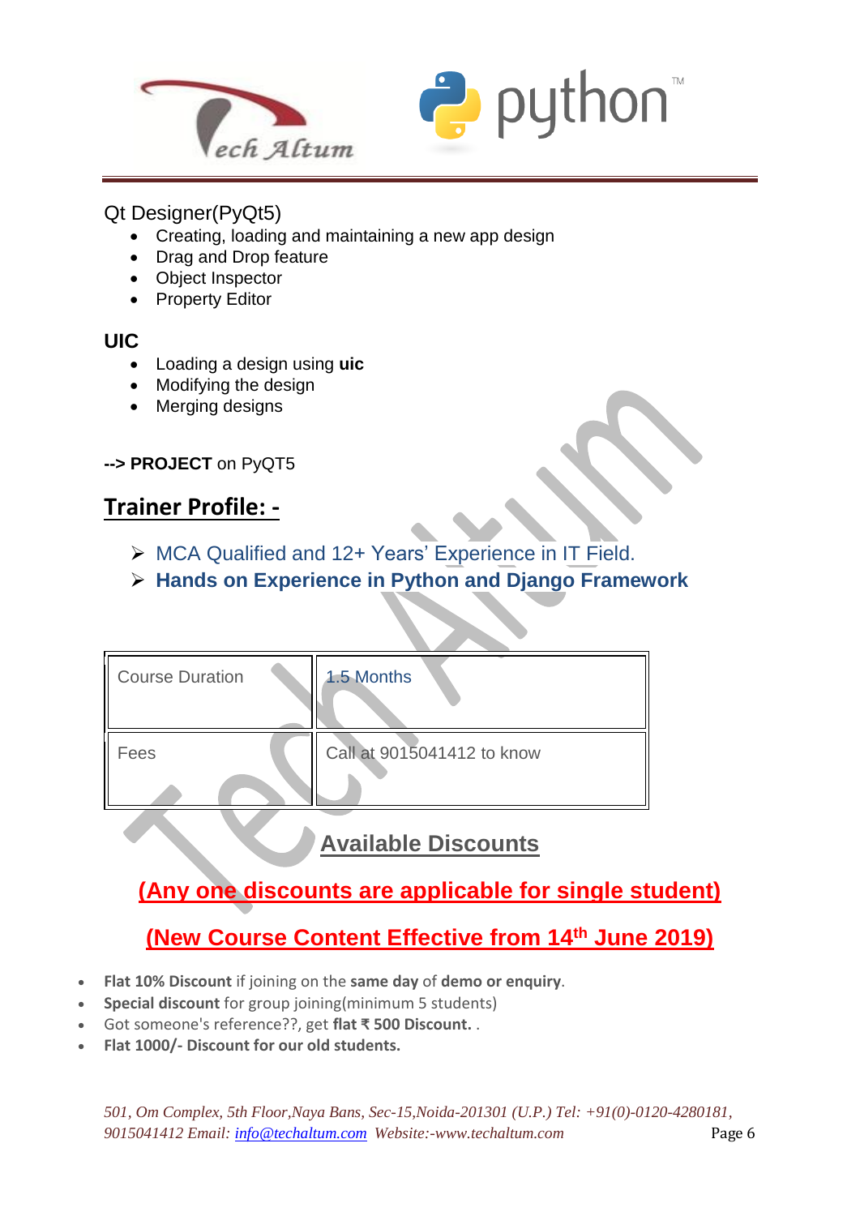Qt Designer(PyQt5)

- Creating, loading and maintaining a new app design
- Drag and Drop feature
- Object Inspector
- Property Editor

**UIC**

- Loading a design using **uic**
- Modifying the design
- Merging designs

**--> PROJECT** on PyQT5

## Trainer Profile: -

- MCA Qualified and 12+ Years' Experience in IT Field.
- **Hands on Experience in Python and Django Framework**

| | |
|---|---|
| Course Duration | 1.5 Months |
| Fees | Call at 9015041412 to know |

## Available Discounts

**(Any one discounts are applicable for single student)**

**(New Course Content Effective from 14th June 2019)**

- **Flat 10% Discount** if joining on the **same day** of **demo or enquiry**.
- **Special discount** for group joining(minimum 5 students)
- Got someone's reference??, get **flat ₹ 500 Discount.** .
- **Flat 1000/- Discount for our old students.**

*501, Om Complex, 5th Floor,Naya Bans, Sec-15,Noida-201301 (U.P.) Tel: +91(0)-0120-4280181, 9015041412 Email: info@techaltum.com Website:-www.techaltum.com*